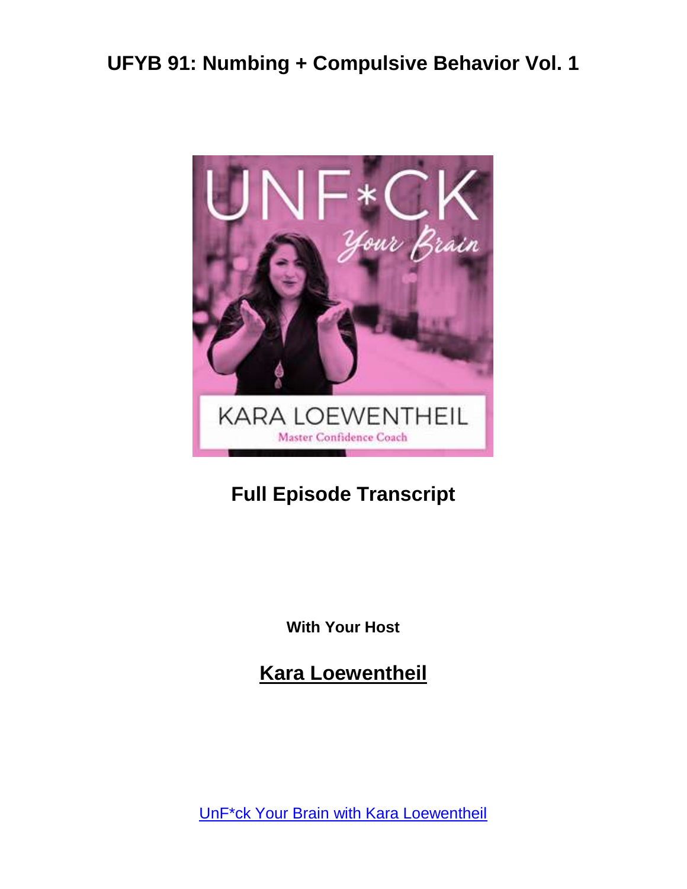# UFYB 91: Numbing + Compulsive Behavior Vol. 1

**Full Episode Transcript**

**With Your Host**

## [Kara Loewentheil](#)

[UnF*ck Your Brain with Kara Loewentheil](#)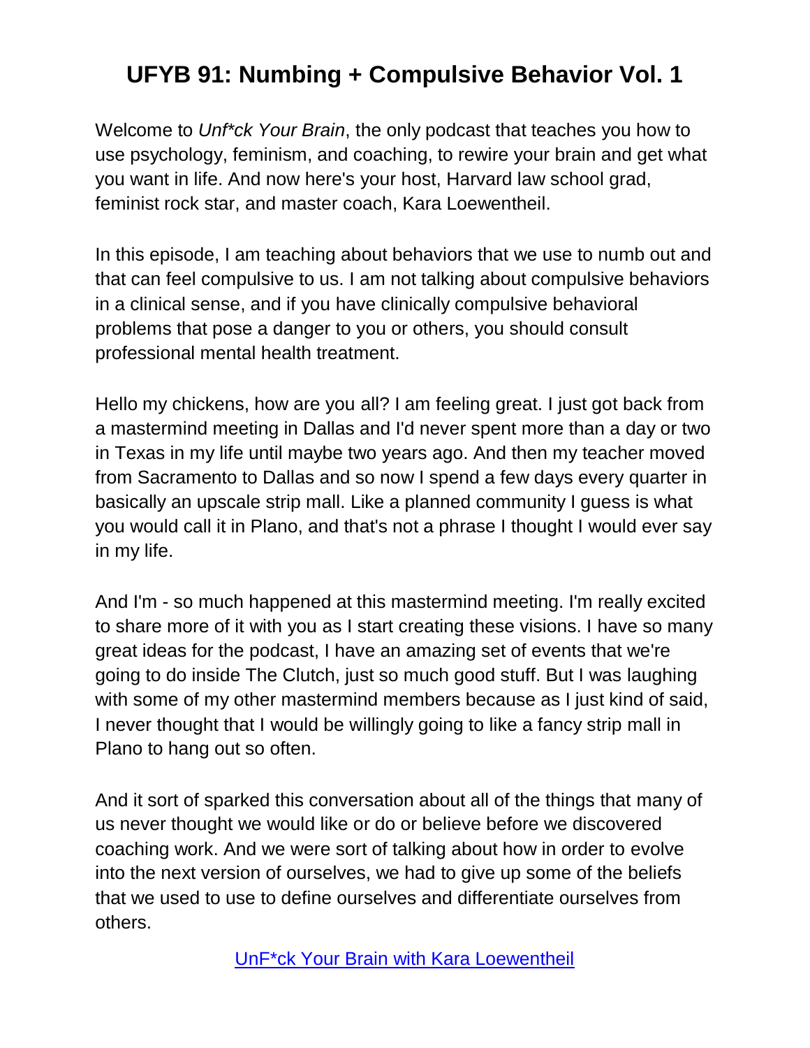# UFYB 91: Numbing + Compulsive Behavior Vol. 1

Welcome to *Unf*ck Your Brain*, the only podcast that teaches you how to use psychology, feminism, and coaching, to rewire your brain and get what you want in life. And now here's your host, Harvard law school grad, feminist rock star, and master coach, Kara Loewentheil.

In this episode, I am teaching about behaviors that we use to numb out and that can feel compulsive to us. I am not talking about compulsive behaviors in a clinical sense, and if you have clinically compulsive behavioral problems that pose a danger to you or others, you should consult professional mental health treatment.

Hello my chickens, how are you all? I am feeling great. I just got back from a mastermind meeting in Dallas and I'd never spent more than a day or two in Texas in my life until maybe two years ago. And then my teacher moved from Sacramento to Dallas and so now I spend a few days every quarter in basically an upscale strip mall. Like a planned community I guess is what you would call it in Plano, and that's not a phrase I thought I would ever say in my life.

And I'm - so much happened at this mastermind meeting. I'm really excited to share more of it with you as I start creating these visions. I have so many great ideas for the podcast, I have an amazing set of events that we're going to do inside The Clutch, just so much good stuff. But I was laughing with some of my other mastermind members because as I just kind of said, I never thought that I would be willingly going to like a fancy strip mall in Plano to hang out so often.

And it sort of sparked this conversation about all of the things that many of us never thought we would like or do or believe before we discovered coaching work. And we were sort of talking about how in order to evolve into the next version of ourselves, we had to give up some of the beliefs that we used to use to define ourselves and differentiate ourselves from others.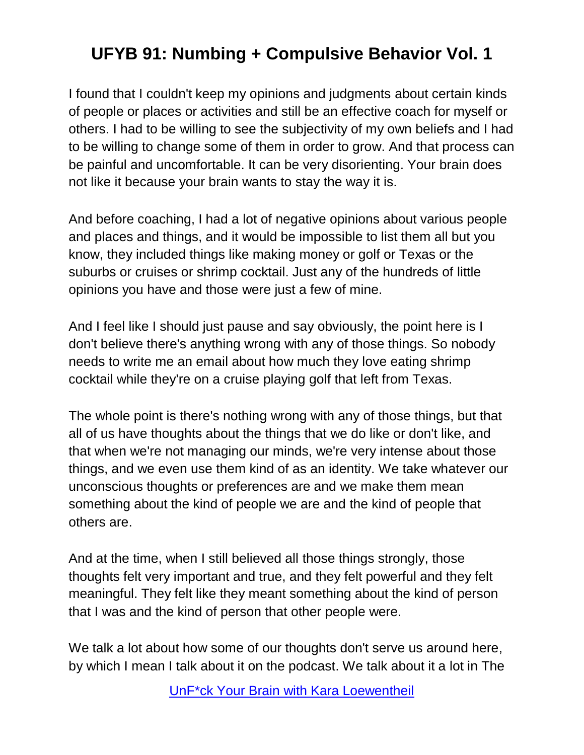I found that I couldn't keep my opinions and judgments about certain kinds of people or places or activities and still be an effective coach for myself or others. I had to be willing to see the subjectivity of my own beliefs and I had to be willing to change some of them in order to grow. And that process can be painful and uncomfortable. It can be very disorienting. Your brain does not like it because your brain wants to stay the way it is.

And before coaching, I had a lot of negative opinions about various people and places and things, and it would be impossible to list them all but you know, they included things like making money or golf or Texas or the suburbs or cruises or shrimp cocktail. Just any of the hundreds of little opinions you have and those were just a few of mine.

And I feel like I should just pause and say obviously, the point here is I don't believe there's anything wrong with any of those things. So nobody needs to write me an email about how much they love eating shrimp cocktail while they're on a cruise playing golf that left from Texas.

The whole point is there's nothing wrong with any of those things, but that all of us have thoughts about the things that we do like or don't like, and that when we're not managing our minds, we're very intense about those things, and we even use them kind of as an identity. We take whatever our unconscious thoughts or preferences are and we make them mean something about the kind of people we are and the kind of people that others are.

And at the time, when I still believed all those things strongly, those thoughts felt very important and true, and they felt powerful and they felt meaningful. They felt like they meant something about the kind of person that I was and the kind of person that other people were.

We talk a lot about how some of our thoughts don't serve us around here, by which I mean I talk about it on the podcast. We talk about it a lot in The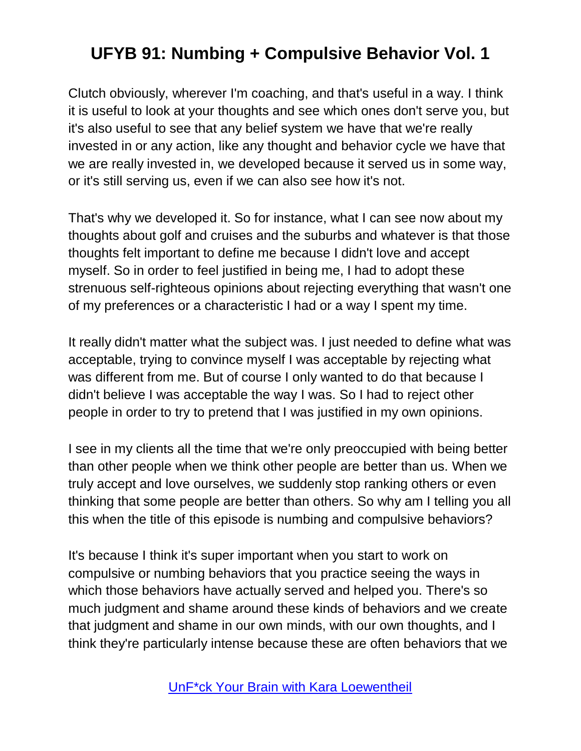Clutch obviously, wherever I'm coaching, and that's useful in a way. I think it is useful to look at your thoughts and see which ones don't serve you, but it's also useful to see that any belief system we have that we're really invested in or any action, like any thought and behavior cycle we have that we are really invested in, we developed because it served us in some way, or it's still serving us, even if we can also see how it's not.

That's why we developed it. So for instance, what I can see now about my thoughts about golf and cruises and the suburbs and whatever is that those thoughts felt important to define me because I didn't love and accept myself. So in order to feel justified in being me, I had to adopt these strenuous self-righteous opinions about rejecting everything that wasn't one of my preferences or a characteristic I had or a way I spent my time.

It really didn't matter what the subject was. I just needed to define what was acceptable, trying to convince myself I was acceptable by rejecting what was different from me. But of course I only wanted to do that because I didn't believe I was acceptable the way I was. So I had to reject other people in order to try to pretend that I was justified in my own opinions.

I see in my clients all the time that we're only preoccupied with being better than other people when we think other people are better than us. When we truly accept and love ourselves, we suddenly stop ranking others or even thinking that some people are better than others. So why am I telling you all this when the title of this episode is numbing and compulsive behaviors?

It's because I think it's super important when you start to work on compulsive or numbing behaviors that you practice seeing the ways in which those behaviors have actually served and helped you. There's so much judgment and shame around these kinds of behaviors and we create that judgment and shame in our own minds, with our own thoughts, and I think they're particularly intense because these are often behaviors that we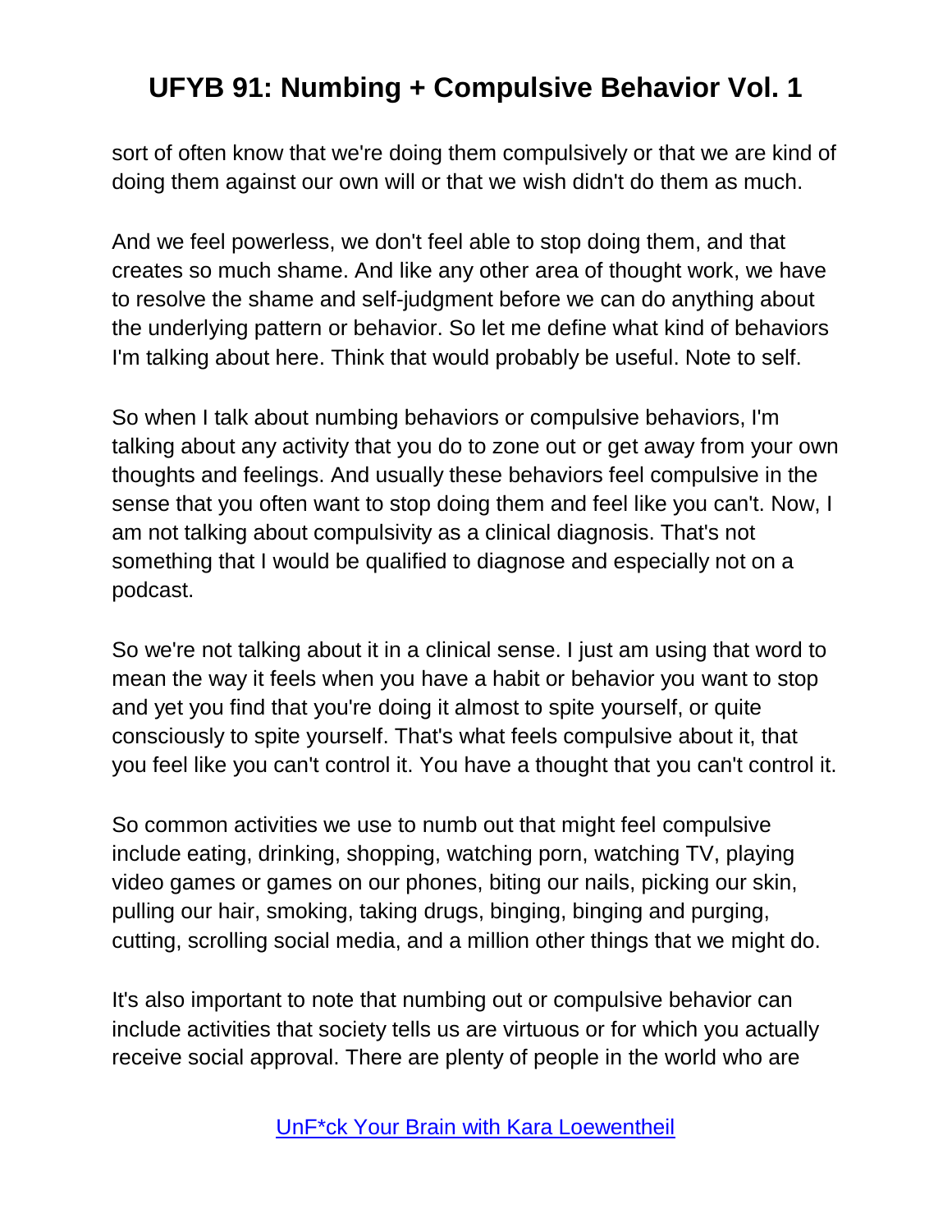sort of often know that we're doing them compulsively or that we are kind of doing them against our own will or that we wish didn't do them as much.

And we feel powerless, we don't feel able to stop doing them, and that creates so much shame. And like any other area of thought work, we have to resolve the shame and self-judgment before we can do anything about the underlying pattern or behavior. So let me define what kind of behaviors I'm talking about here. Think that would probably be useful. Note to self.

So when I talk about numbing behaviors or compulsive behaviors, I'm talking about any activity that you do to zone out or get away from your own thoughts and feelings. And usually these behaviors feel compulsive in the sense that you often want to stop doing them and feel like you can't. Now, I am not talking about compulsivity as a clinical diagnosis. That's not something that I would be qualified to diagnose and especially not on a podcast.

So we're not talking about it in a clinical sense. I just am using that word to mean the way it feels when you have a habit or behavior you want to stop and yet you find that you're doing it almost to spite yourself, or quite consciously to spite yourself. That's what feels compulsive about it, that you feel like you can't control it. You have a thought that you can't control it.

So common activities we use to numb out that might feel compulsive include eating, drinking, shopping, watching porn, watching TV, playing video games or games on our phones, biting our nails, picking our skin, pulling our hair, smoking, taking drugs, binging, binging and purging, cutting, scrolling social media, and a million other things that we might do.

It's also important to note that numbing out or compulsive behavior can include activities that society tells us are virtuous or for which you actually receive social approval. There are plenty of people in the world who are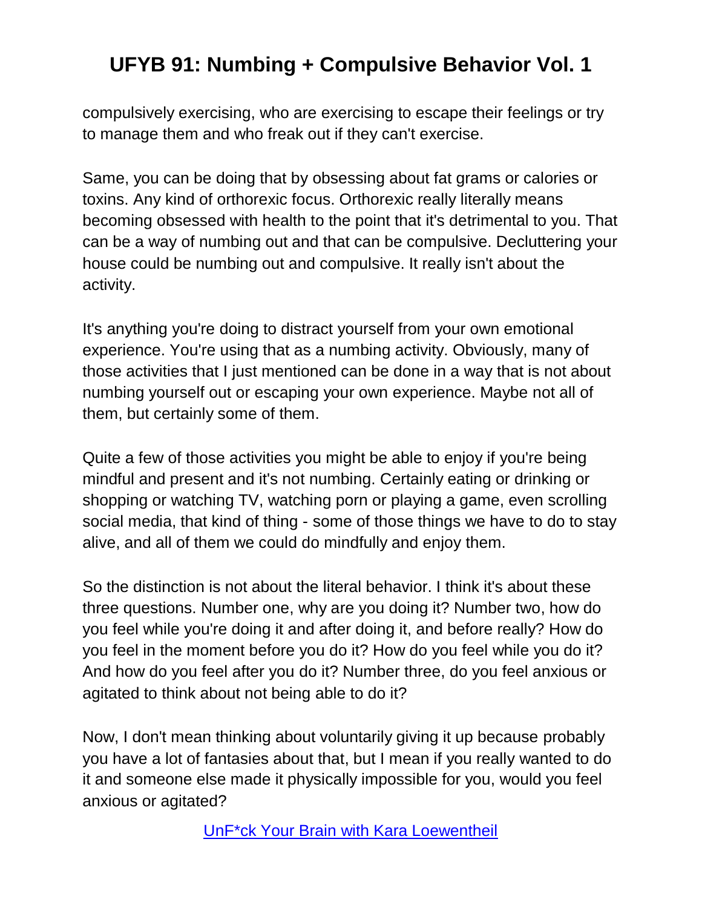compulsively exercising, who are exercising to escape their feelings or try to manage them and who freak out if they can't exercise.

Same, you can be doing that by obsessing about fat grams or calories or toxins. Any kind of orthorexic focus. Orthorexic really literally means becoming obsessed with health to the point that it's detrimental to you. That can be a way of numbing out and that can be compulsive. Decluttering your house could be numbing out and compulsive. It really isn't about the activity.

It's anything you're doing to distract yourself from your own emotional experience. You're using that as a numbing activity. Obviously, many of those activities that I just mentioned can be done in a way that is not about numbing yourself out or escaping your own experience. Maybe not all of them, but certainly some of them.

Quite a few of those activities you might be able to enjoy if you're being mindful and present and it's not numbing. Certainly eating or drinking or shopping or watching TV, watching porn or playing a game, even scrolling social media, that kind of thing - some of those things we have to do to stay alive, and all of them we could do mindfully and enjoy them.

So the distinction is not about the literal behavior. I think it's about these three questions. Number one, why are you doing it? Number two, how do you feel while you're doing it and after doing it, and before really? How do you feel in the moment before you do it? How do you feel while you do it? And how do you feel after you do it? Number three, do you feel anxious or agitated to think about not being able to do it?

Now, I don't mean thinking about voluntarily giving it up because probably you have a lot of fantasies about that, but I mean if you really wanted to do it and someone else made it physically impossible for you, would you feel anxious or agitated?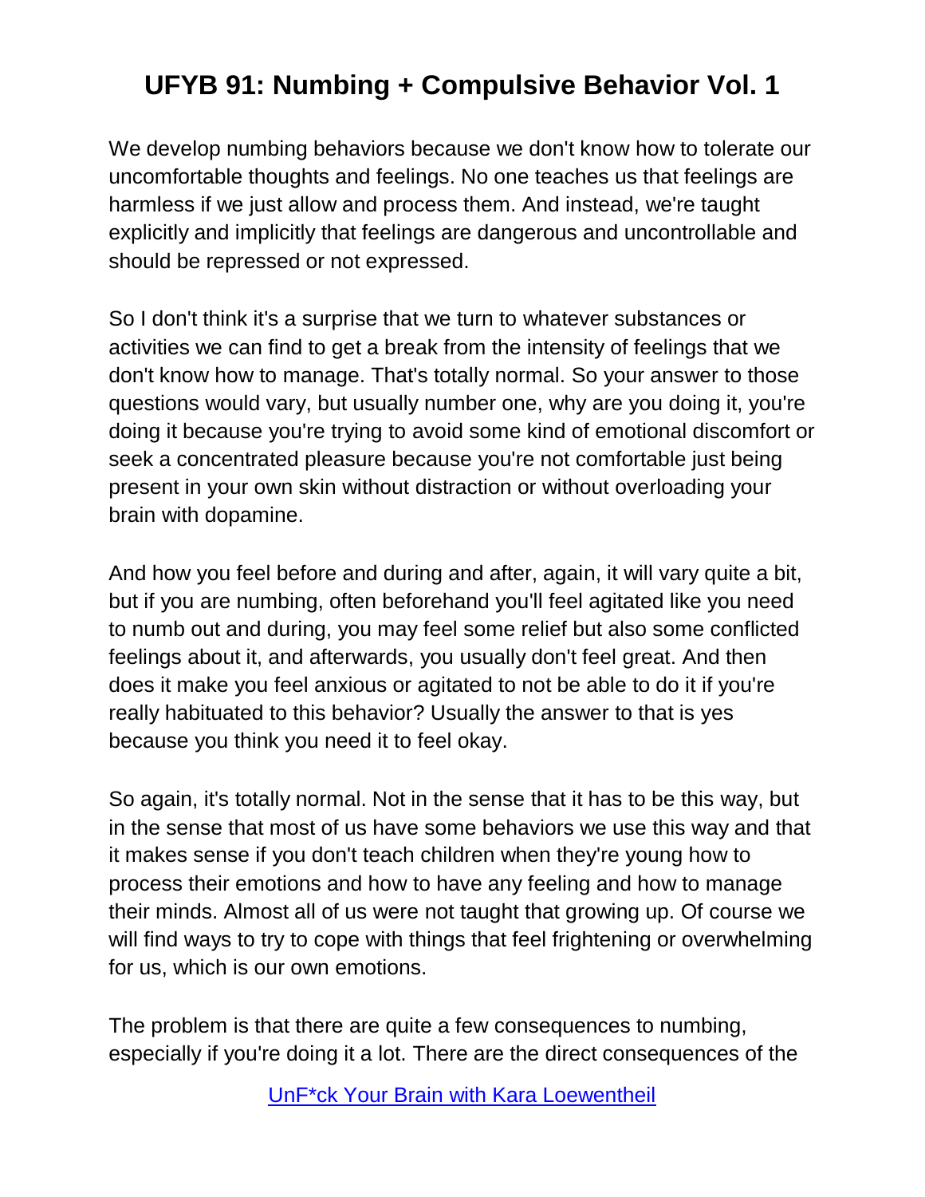# UFYB 91: Numbing + Compulsive Behavior Vol. 1

We develop numbing behaviors because we don't know how to tolerate our uncomfortable thoughts and feelings. No one teaches us that feelings are harmless if we just allow and process them. And instead, we're taught explicitly and implicitly that feelings are dangerous and uncontrollable and should be repressed or not expressed.

So I don't think it's a surprise that we turn to whatever substances or activities we can find to get a break from the intensity of feelings that we don't know how to manage. That's totally normal. So your answer to those questions would vary, but usually number one, why are you doing it, you're doing it because you're trying to avoid some kind of emotional discomfort or seek a concentrated pleasure because you're not comfortable just being present in your own skin without distraction or without overloading your brain with dopamine.

And how you feel before and during and after, again, it will vary quite a bit, but if you are numbing, often beforehand you'll feel agitated like you need to numb out and during, you may feel some relief but also some conflicted feelings about it, and afterwards, you usually don't feel great. And then does it make you feel anxious or agitated to not be able to do it if you're really habituated to this behavior? Usually the answer to that is yes because you think you need it to feel okay.

So again, it's totally normal. Not in the sense that it has to be this way, but in the sense that most of us have some behaviors we use this way and that it makes sense if you don't teach children when they're young how to process their emotions and how to have any feeling and how to manage their minds. Almost all of us were not taught that growing up. Of course we will find ways to try to cope with things that feel frightening or overwhelming for us, which is our own emotions.

The problem is that there are quite a few consequences to numbing, especially if you're doing it a lot. There are the direct consequences of the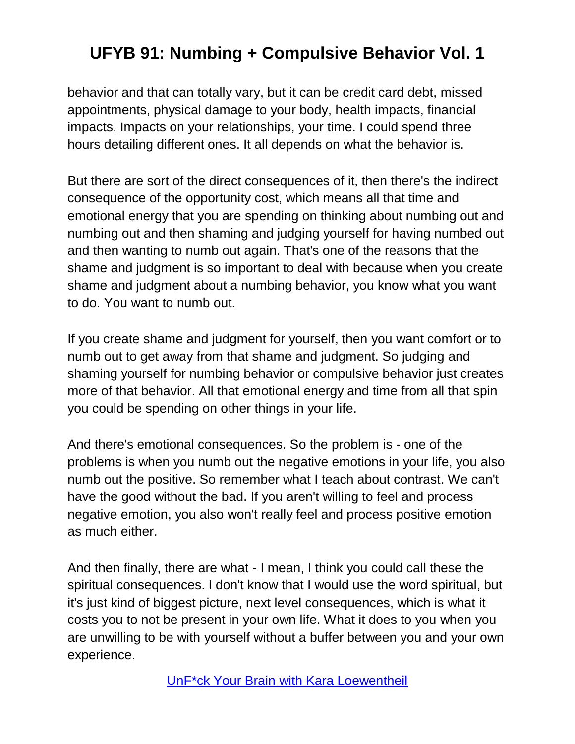behavior and that can totally vary, but it can be credit card debt, missed appointments, physical damage to your body, health impacts, financial impacts. Impacts on your relationships, your time. I could spend three hours detailing different ones. It all depends on what the behavior is.

But there are sort of the direct consequences of it, then there's the indirect consequence of the opportunity cost, which means all that time and emotional energy that you are spending on thinking about numbing out and numbing out and then shaming and judging yourself for having numbed out and then wanting to numb out again. That's one of the reasons that the shame and judgment is so important to deal with because when you create shame and judgment about a numbing behavior, you know what you want to do. You want to numb out.

If you create shame and judgment for yourself, then you want comfort or to numb out to get away from that shame and judgment. So judging and shaming yourself for numbing behavior or compulsive behavior just creates more of that behavior. All that emotional energy and time from all that spin you could be spending on other things in your life.

And there's emotional consequences. So the problem is - one of the problems is when you numb out the negative emotions in your life, you also numb out the positive. So remember what I teach about contrast. We can't have the good without the bad. If you aren't willing to feel and process negative emotion, you also won't really feel and process positive emotion as much either.

And then finally, there are what - I mean, I think you could call these the spiritual consequences. I don't know that I would use the word spiritual, but it's just kind of biggest picture, next level consequences, which is what it costs you to not be present in your own life. What it does to you when you are unwilling to be with yourself without a buffer between you and your own experience.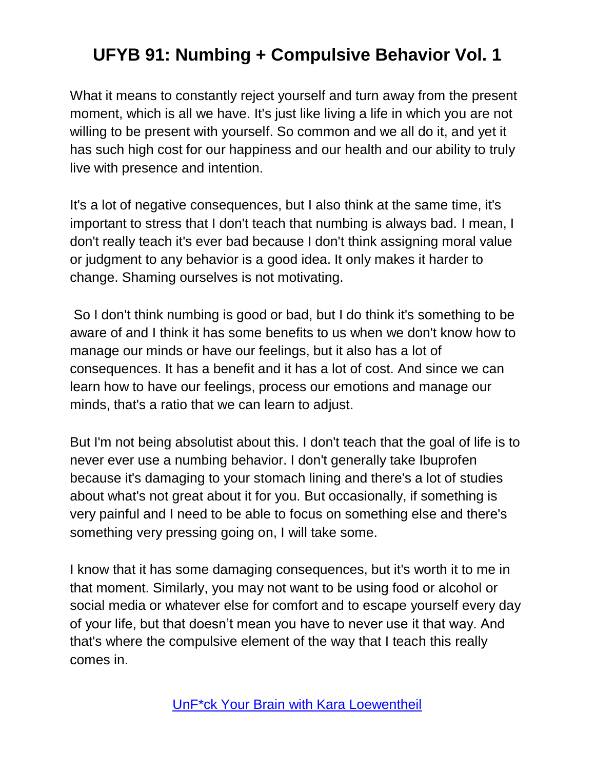What it means to constantly reject yourself and turn away from the present moment, which is all we have. It's just like living a life in which you are not willing to be present with yourself. So common and we all do it, and yet it has such high cost for our happiness and our health and our ability to truly live with presence and intention.

It's a lot of negative consequences, but I also think at the same time, it's important to stress that I don't teach that numbing is always bad. I mean, I don't really teach it's ever bad because I don't think assigning moral value or judgment to any behavior is a good idea. It only makes it harder to change. Shaming ourselves is not motivating.

So I don't think numbing is good or bad, but I do think it's something to be aware of and I think it has some benefits to us when we don't know how to manage our minds or have our feelings, but it also has a lot of consequences. It has a benefit and it has a lot of cost. And since we can learn how to have our feelings, process our emotions and manage our minds, that's a ratio that we can learn to adjust.

But I'm not being absolutist about this. I don't teach that the goal of life is to never ever use a numbing behavior. I don't generally take Ibuprofen because it's damaging to your stomach lining and there's a lot of studies about what's not great about it for you. But occasionally, if something is very painful and I need to be able to focus on something else and there's something very pressing going on, I will take some.

I know that it has some damaging consequences, but it's worth it to me in that moment. Similarly, you may not want to be using food or alcohol or social media or whatever else for comfort and to escape yourself every day of your life, but that doesn't mean you have to never use it that way. And that's where the compulsive element of the way that I teach this really comes in.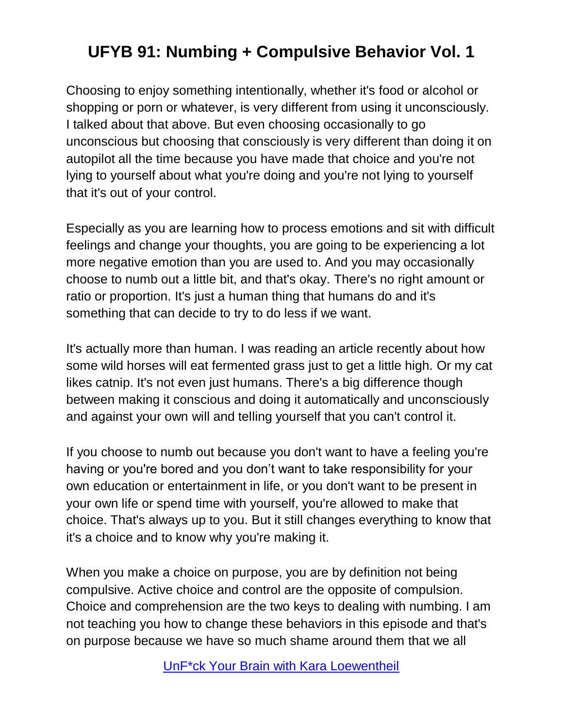Choosing to enjoy something intentionally, whether it's food or alcohol or shopping or porn or whatever, is very different from using it unconsciously. I talked about that above. But even choosing occasionally to go unconscious but choosing that consciously is very different than doing it on autopilot all the time because you have made that choice and you're not lying to yourself about what you're doing and you're not lying to yourself that it's out of your control.

Especially as you are learning how to process emotions and sit with difficult feelings and change your thoughts, you are going to be experiencing a lot more negative emotion than you are used to. And you may occasionally choose to numb out a little bit, and that's okay. There's no right amount or ratio or proportion. It's just a human thing that humans do and it's something that can decide to try to do less if we want.

It's actually more than human. I was reading an article recently about how some wild horses will eat fermented grass just to get a little high. Or my cat likes catnip. It's not even just humans. There's a big difference though between making it conscious and doing it automatically and unconsciously and against your own will and telling yourself that you can't control it.

If you choose to numb out because you don't want to have a feeling you're having or you're bored and you don't want to take responsibility for your own education or entertainment in life, or you don't want to be present in your own life or spend time with yourself, you're allowed to make that choice. That's always up to you. But it still changes everything to know that it's a choice and to know why you're making it.

When you make a choice on purpose, you are by definition not being compulsive. Active choice and control are the opposite of compulsion. Choice and comprehension are the two keys to dealing with numbing. I am not teaching you how to change these behaviors in this episode and that's on purpose because we have so much shame around them that we all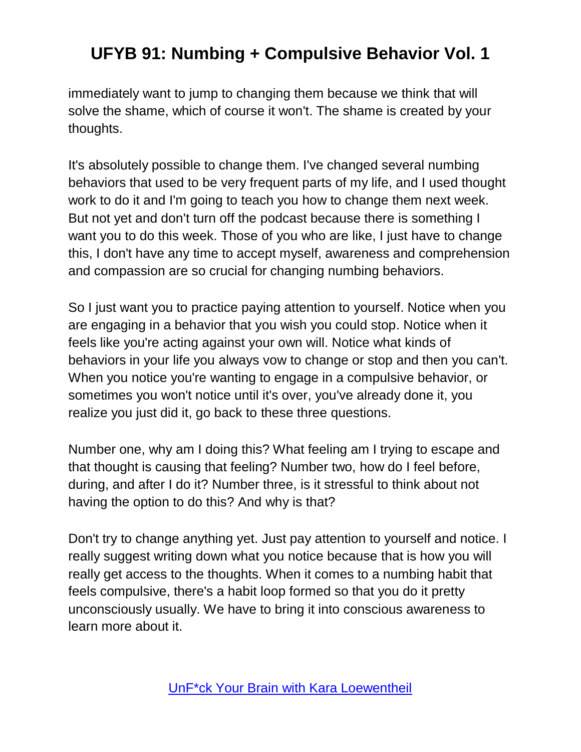immediately want to jump to changing them because we think that will solve the shame, which of course it won't. The shame is created by your thoughts.

It's absolutely possible to change them. I've changed several numbing behaviors that used to be very frequent parts of my life, and I used thought work to do it and I'm going to teach you how to change them next week. But not yet and don't turn off the podcast because there is something I want you to do this week. Those of you who are like, I just have to change this, I don't have any time to accept myself, awareness and comprehension and compassion are so crucial for changing numbing behaviors.

So I just want you to practice paying attention to yourself. Notice when you are engaging in a behavior that you wish you could stop. Notice when it feels like you're acting against your own will. Notice what kinds of behaviors in your life you always vow to change or stop and then you can't. When you notice you're wanting to engage in a compulsive behavior, or sometimes you won't notice until it's over, you've already done it, you realize you just did it, go back to these three questions.

Number one, why am I doing this? What feeling am I trying to escape and that thought is causing that feeling? Number two, how do I feel before, during, and after I do it? Number three, is it stressful to think about not having the option to do this? And why is that?

Don't try to change anything yet. Just pay attention to yourself and notice. I really suggest writing down what you notice because that is how you will really get access to the thoughts. When it comes to a numbing habit that feels compulsive, there's a habit loop formed so that you do it pretty unconsciously usually. We have to bring it into conscious awareness to learn more about it.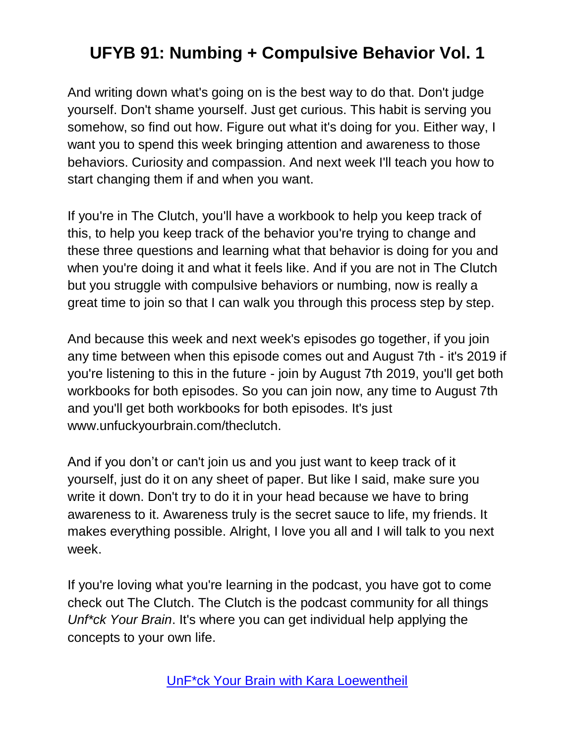And writing down what's going on is the best way to do that. Don't judge yourself. Don't shame yourself. Just get curious. This habit is serving you somehow, so find out how. Figure out what it's doing for you. Either way, I want you to spend this week bringing attention and awareness to those behaviors. Curiosity and compassion. And next week I'll teach you how to start changing them if and when you want.

If you're in The Clutch, you'll have a workbook to help you keep track of this, to help you keep track of the behavior you're trying to change and these three questions and learning what that behavior is doing for you and when you're doing it and what it feels like. And if you are not in The Clutch but you struggle with compulsive behaviors or numbing, now is really a great time to join so that I can walk you through this process step by step.

And because this week and next week's episodes go together, if you join any time between when this episode comes out and August 7th - it's 2019 if you're listening to this in the future - join by August 7th 2019, you'll get both workbooks for both episodes. So you can join now, any time to August 7th and you'll get both workbooks for both episodes. It's just www.unfuckyourbrain.com/theclutch.

And if you don't or can't join us and you just want to keep track of it yourself, just do it on any sheet of paper. But like I said, make sure you write it down. Don't try to do it in your head because we have to bring awareness to it. Awareness truly is the secret sauce to life, my friends. It makes everything possible. Alright, I love you all and I will talk to you next week.

If you're loving what you're learning in the podcast, you have got to come check out The Clutch. The Clutch is the podcast community for all things *Unf*ck Your Brain*. It's where you can get individual help applying the concepts to your own life.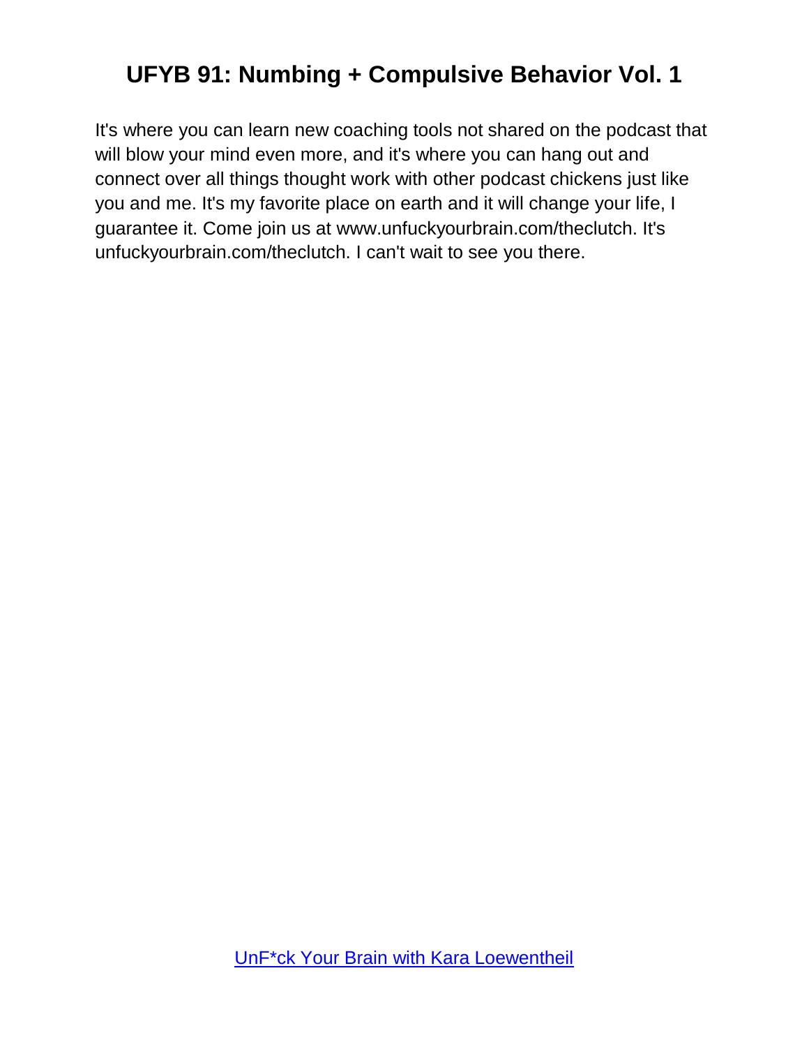It's where you can learn new coaching tools not shared on the podcast that will blow your mind even more, and it's where you can hang out and connect over all things thought work with other podcast chickens just like you and me. It's my favorite place on earth and it will change your life, I guarantee it. Come join us at www.unfuckyourbrain.com/theclutch. It's unfuckyourbrain.com/theclutch. I can't wait to see you there.